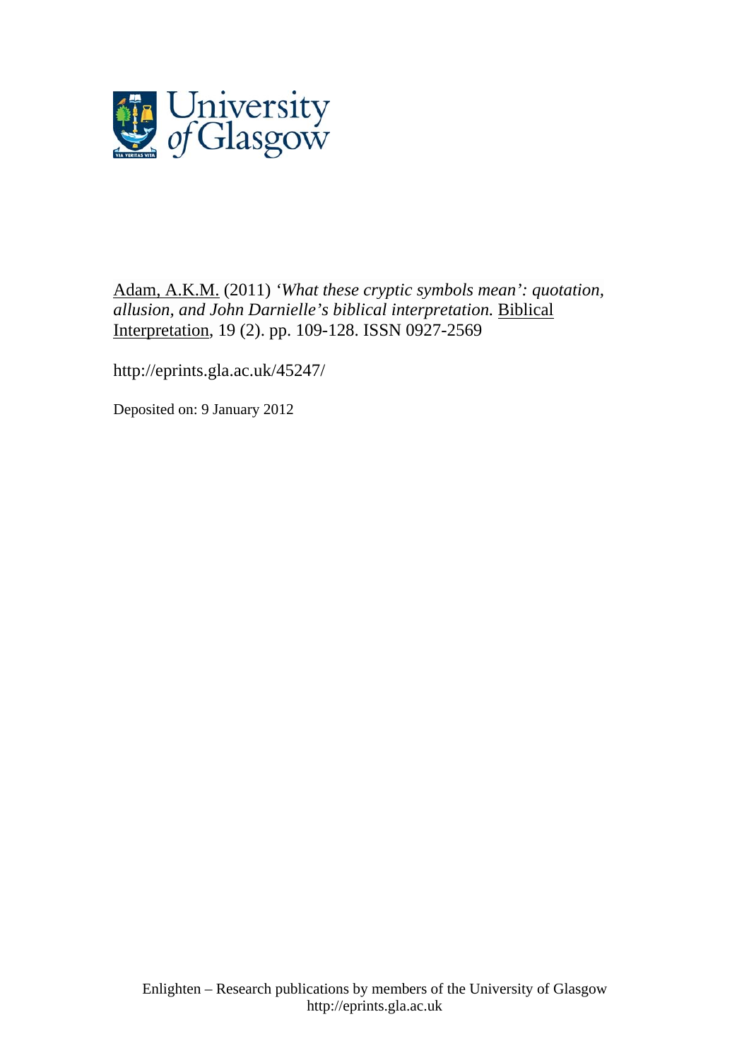Adam, A.K.M. (2011) *'What these cryptic symbols mean': quotation, allusion, and John Darnielle's biblical interpretation.* Biblical Interpretation, 19 (2). pp. 109-128. ISSN 0927-2569

http://eprints.gla.ac.uk/45247/

Deposited on: 9 January 2012

Enlighten – Research publications by members of the University of Glasgow
http://eprints.gla.ac.uk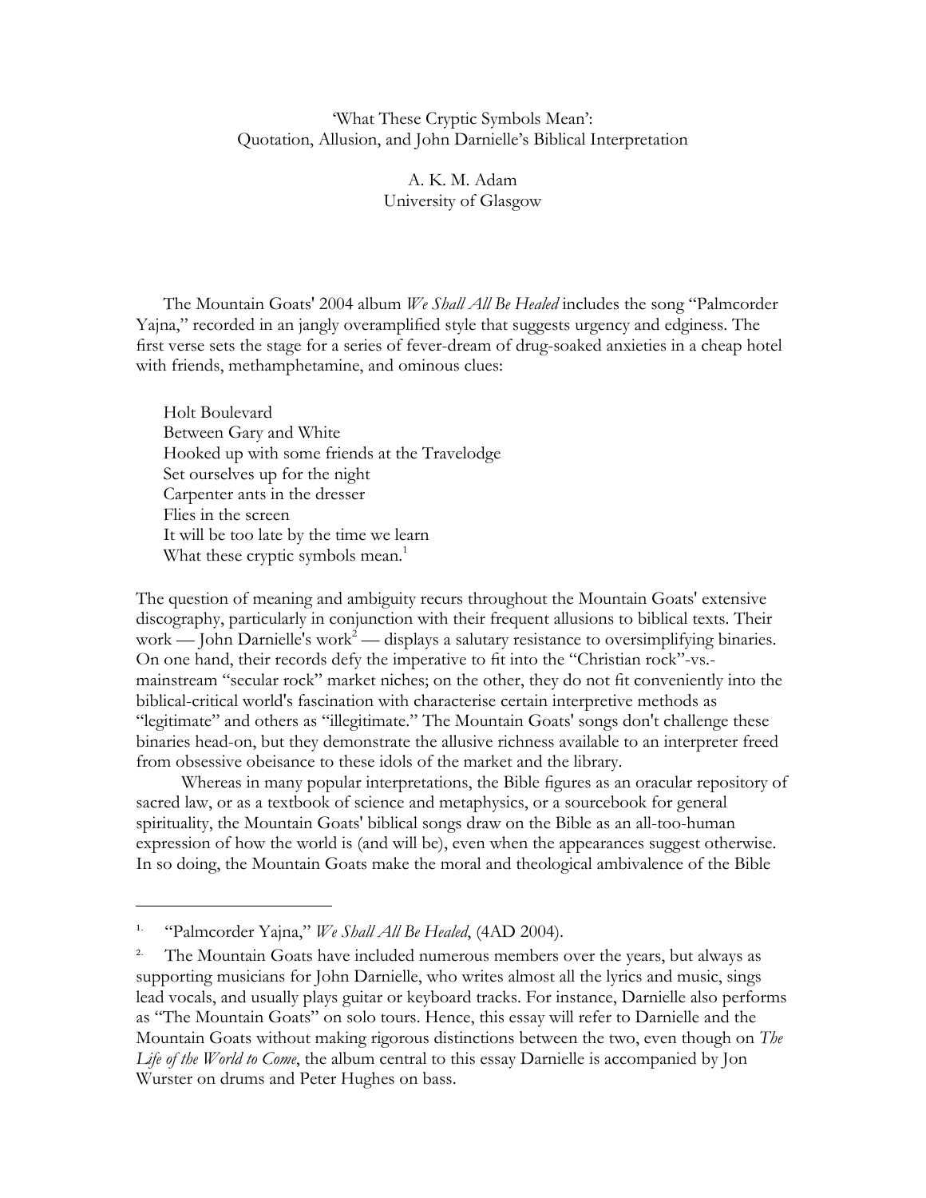'What These Cryptic Symbols Mean':
Quotation, Allusion, and John Darnielle's Biblical Interpretation

A. K. M. Adam
University of Glasgow

The Mountain Goats' 2004 album *We Shall All Be Healed* includes the song "Palmcorder Yajna," recorded in an jangly overamplified style that suggests urgency and edginess. The first verse sets the stage for a series of fever-dream of drug-soaked anxieties in a cheap hotel with friends, methamphetamine, and ominous clues:

> Holt Boulevard
> Between Gary and White
> Hooked up with some friends at the Travelodge
> Set ourselves up for the night
> Carpenter ants in the dresser
> Flies in the screen
> It will be too late by the time we learn
> What these cryptic symbols mean.[1]

The question of meaning and ambiguity recurs throughout the Mountain Goats' extensive discography, particularly in conjunction with their frequent allusions to biblical texts. Their work — John Darnielle's work[2] — displays a salutary resistance to oversimplifying binaries. On one hand, their records defy the imperative to fit into the "Christian rock"-vs.-mainstream "secular rock" market niches; on the other, they do not fit conveniently into the biblical-critical world's fascination with characterise certain interpretive methods as "legitimate" and others as "illegitimate." The Mountain Goats' songs don't challenge these binaries head-on, but they demonstrate the allusive richness available to an interpreter freed from obsessive obeisance to these idols of the market and the library.

Whereas in many popular interpretations, the Bible figures as an oracular repository of sacred law, or as a textbook of science and metaphysics, or a sourcebook for general spirituality, the Mountain Goats' biblical songs draw on the Bible as an all-too-human expression of how the world is (and will be), even when the appearances suggest otherwise. In so doing, the Mountain Goats make the moral and theological ambivalence of the Bible

---

1. "Palmcorder Yajna," *We Shall All Be Healed*, (4AD 2004).

2. The Mountain Goats have included numerous members over the years, but always as supporting musicians for John Darnielle, who writes almost all the lyrics and music, sings lead vocals, and usually plays guitar or keyboard tracks. For instance, Darnielle also performs as "The Mountain Goats" on solo tours. Hence, this essay will refer to Darnielle and the Mountain Goats without making rigorous distinctions between the two, even though on *The Life of the World to Come*, the album central to this essay Darnielle is accompanied by Jon Wurster on drums and Peter Hughes on bass.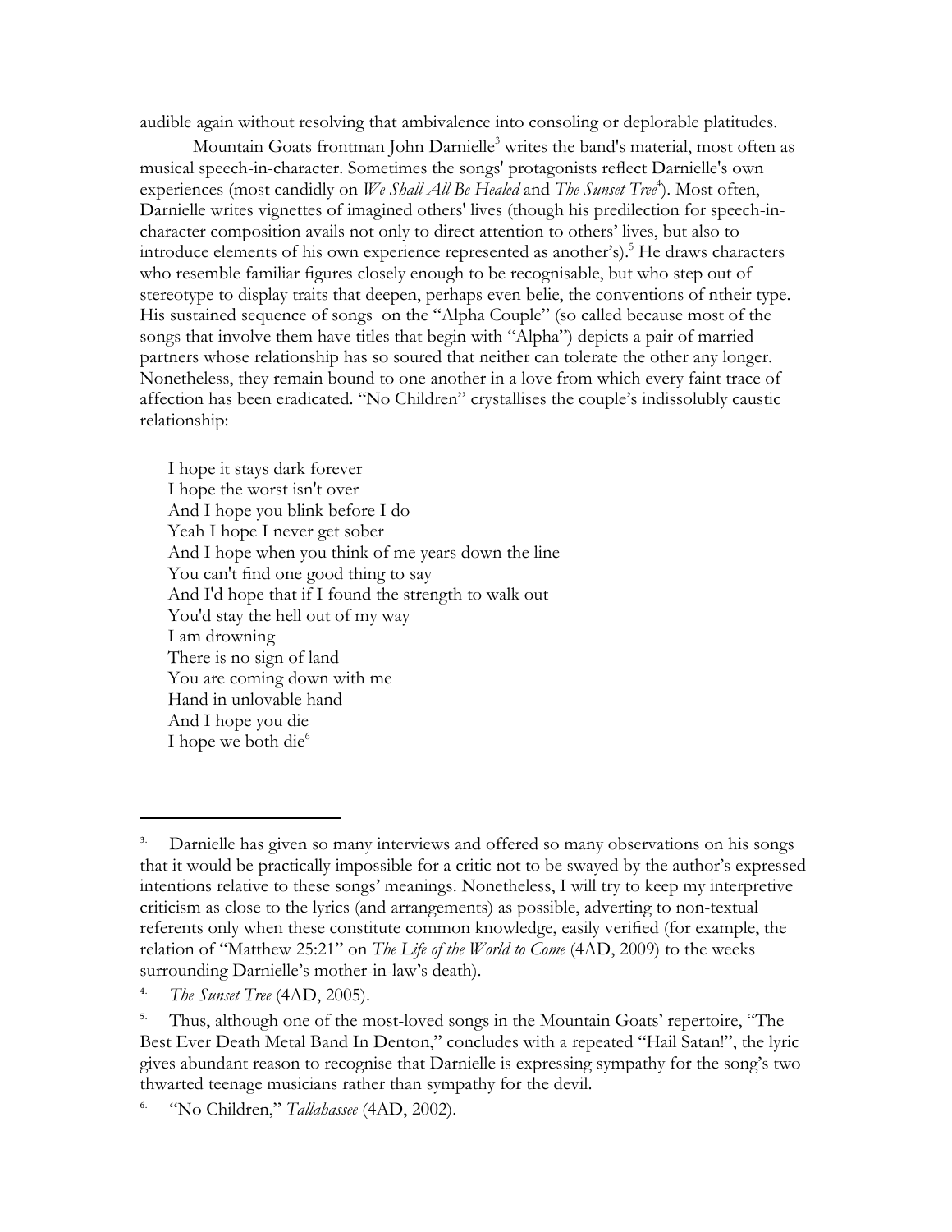audible again without resolving that ambivalence into consoling or deplorable platitudes.

Mountain Goats frontman John Darnielle[3] writes the band's material, most often as musical speech-in-character. Sometimes the songs' protagonists reflect Darnielle's own experiences (most candidly on *We Shall All Be Healed* and *The Sunset Tree*[4]). Most often, Darnielle writes vignettes of imagined others' lives (though his predilection for speech-in-character composition avails not only to direct attention to others' lives, but also to introduce elements of his own experience represented as another's).[5] He draws characters who resemble familiar figures closely enough to be recognisable, but who step out of stereotype to display traits that deepen, perhaps even belie, the conventions of ntheir type. His sustained sequence of songs on the "Alpha Couple" (so called because most of the songs that involve them have titles that begin with "Alpha") depicts a pair of married partners whose relationship has so soured that neither can tolerate the other any longer. Nonetheless, they remain bound to one another in a love from which every faint trace of affection has been eradicated. "No Children" crystallises the couple's indissolubly caustic relationship:

> I hope it stays dark forever
> I hope the worst isn't over
> And I hope you blink before I do
> Yeah I hope I never get sober
> And I hope when you think of me years down the line
> You can't find one good thing to say
> And I'd hope that if I found the strength to walk out
> You'd stay the hell out of my way
> I am drowning
> There is no sign of land
> You are coming down with me
> Hand in unlovable hand
> And I hope you die
> I hope we both die[6]

---

3. Darnielle has given so many interviews and offered so many observations on his songs that it would be practically impossible for a critic not to be swayed by the author's expressed intentions relative to these songs' meanings. Nonetheless, I will try to keep my interpretive criticism as close to the lyrics (and arrangements) as possible, adverting to non-textual referents only when these constitute common knowledge, easily verified (for example, the relation of "Matthew 25:21" on *The Life of the World to Come* (4AD, 2009) to the weeks surrounding Darnielle's mother-in-law's death).

4. *The Sunset Tree* (4AD, 2005).

5. Thus, although one of the most-loved songs in the Mountain Goats' repertoire, "The Best Ever Death Metal Band In Denton," concludes with a repeated "Hail Satan!", the lyric gives abundant reason to recognise that Darnielle is expressing sympathy for the song's two thwarted teenage musicians rather than sympathy for the devil.

6. "No Children," *Tallahassee* (4AD, 2002).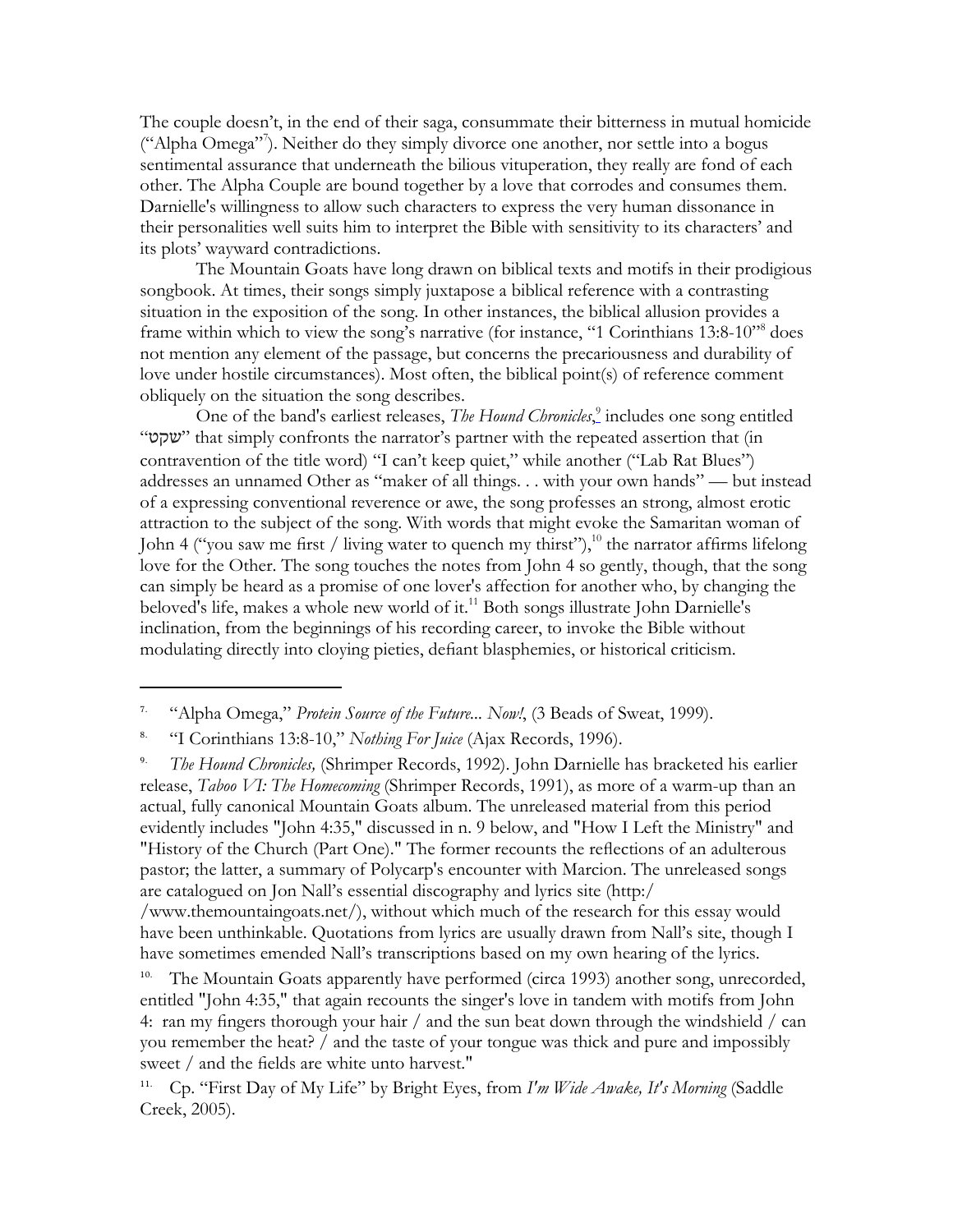The couple doesn't, in the end of their saga, consummate their bitterness in mutual homicide ("Alpha Omega"[7]). Neither do they simply divorce one another, nor settle into a bogus sentimental assurance that underneath the bilious vituperation, they really are fond of each other. The Alpha Couple are bound together by a love that corrodes and consumes them. Darnielle's willingness to allow such characters to express the very human dissonance in their personalities well suits him to interpret the Bible with sensitivity to its characters' and its plots' wayward contradictions.

The Mountain Goats have long drawn on biblical texts and motifs in their prodigious songbook. At times, their songs simply juxtapose a biblical reference with a contrasting situation in the exposition of the song. In other instances, the biblical allusion provides a frame within which to view the song's narrative (for instance, "1 Corinthians 13:8-10"[8] does not mention any element of the passage, but concerns the precariousness and durability of love under hostile circumstances). Most often, the biblical point(s) of reference comment obliquely on the situation the song describes.

One of the band's earliest releases, *The Hound Chronicles*,[9] includes one song entitled "שקט" that simply confronts the narrator's partner with the repeated assertion that (in contravention of the title word) "I can't keep quiet," while another ("Lab Rat Blues") addresses an unnamed Other as "maker of all things. . . with your own hands" — but instead of a expressing conventional reverence or awe, the song professes an strong, almost erotic attraction to the subject of the song. With words that might evoke the Samaritan woman of John 4 ("you saw me first / living water to quench my thirst"),[10] the narrator affirms lifelong love for the Other. The song touches the notes from John 4 so gently, though, that the song can simply be heard as a promise of one lover's affection for another who, by changing the beloved's life, makes a whole new world of it.[11] Both songs illustrate John Darnielle's inclination, from the beginnings of his recording career, to invoke the Bible without modulating directly into cloying pieties, defiant blasphemies, or historical criticism.

---

7. "Alpha Omega," *Protein Source of the Future... Now!*, (3 Beads of Sweat, 1999).

8. "I Corinthians 13:8-10," *Nothing For Juice* (Ajax Records, 1996).

9. *The Hound Chronicles,* (Shrimper Records, 1992). John Darnielle has bracketed his earlier release, *Taboo VI: The Homecoming* (Shrimper Records, 1991), as more of a warm-up than an actual, fully canonical Mountain Goats album. The unreleased material from this period evidently includes "John 4:35," discussed in n. 9 below, and "How I Left the Ministry" and "History of the Church (Part One)." The former recounts the reflections of an adulterous pastor; the latter, a summary of Polycarp's encounter with Marcion. The unreleased songs are catalogued on Jon Nall's essential discography and lyrics site (http://www.themountaingoats.net/), without which much of the research for this essay would have been unthinkable. Quotations from lyrics are usually drawn from Nall's site, though I have sometimes emended Nall's transcriptions based on my own hearing of the lyrics.

10. The Mountain Goats apparently have performed (circa 1993) another song, unrecorded, entitled "John 4:35," that again recounts the singer's love in tandem with motifs from John 4: ran my fingers thorough your hair / and the sun beat down through the windshield / can you remember the heat? / and the taste of your tongue was thick and pure and impossibly sweet / and the fields are white unto harvest."

11. Cp. "First Day of My Life" by Bright Eyes, from *I'm Wide Awake, It's Morning* (Saddle Creek, 2005).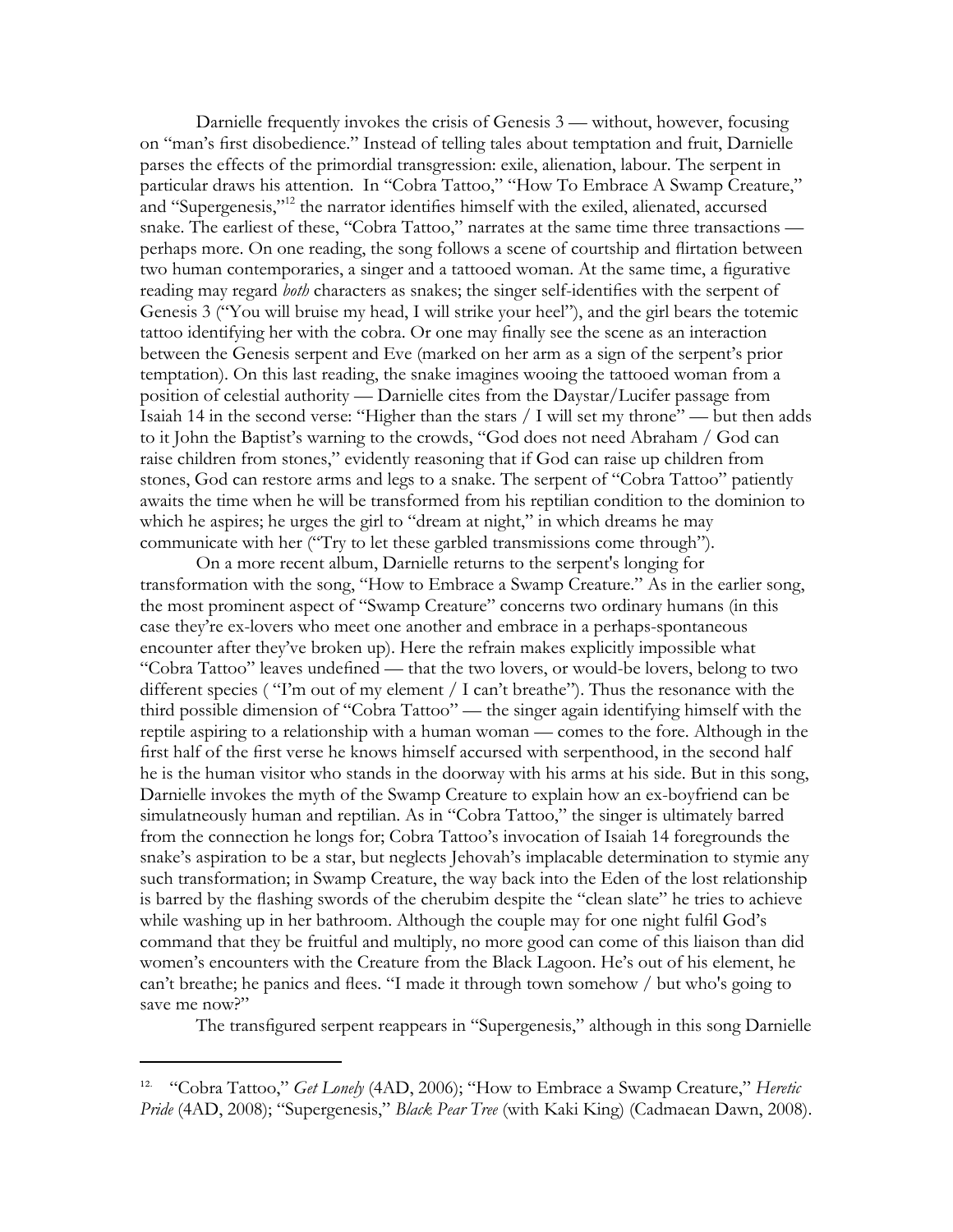Darnielle frequently invokes the crisis of Genesis 3 — without, however, focusing on "man's first disobedience." Instead of telling tales about temptation and fruit, Darnielle parses the effects of the primordial transgression: exile, alienation, labour. The serpent in particular draws his attention. In "Cobra Tattoo," "How To Embrace A Swamp Creature," and "Supergenesis,"[12] the narrator identifies himself with the exiled, alienated, accursed snake. The earliest of these, "Cobra Tattoo," narrates at the same time three transactions — perhaps more. On one reading, the song follows a scene of courtship and flirtation between two human contemporaries, a singer and a tattooed woman. At the same time, a figurative reading may regard *both* characters as snakes; the singer self-identifies with the serpent of Genesis 3 ("You will bruise my head, I will strike your heel"), and the girl bears the totemic tattoo identifying her with the cobra. Or one may finally see the scene as an interaction between the Genesis serpent and Eve (marked on her arm as a sign of the serpent's prior temptation). On this last reading, the snake imagines wooing the tattooed woman from a position of celestial authority — Darnielle cites from the Daystar/Lucifer passage from Isaiah 14 in the second verse: "Higher than the stars / I will set my throne" — but then adds to it John the Baptist's warning to the crowds, "God does not need Abraham / God can raise children from stones," evidently reasoning that if God can raise up children from stones, God can restore arms and legs to a snake. The serpent of "Cobra Tattoo" patiently awaits the time when he will be transformed from his reptilian condition to the dominion to which he aspires; he urges the girl to "dream at night," in which dreams he may communicate with her ("Try to let these garbled transmissions come through").

On a more recent album, Darnielle returns to the serpent's longing for transformation with the song, "How to Embrace a Swamp Creature." As in the earlier song, the most prominent aspect of "Swamp Creature" concerns two ordinary humans (in this case they're ex-lovers who meet one another and embrace in a perhaps-spontaneous encounter after they've broken up). Here the refrain makes explicitly impossible what "Cobra Tattoo" leaves undefined — that the two lovers, or would-be lovers, belong to two different species ( "I'm out of my element / I can't breathe"). Thus the resonance with the third possible dimension of "Cobra Tattoo" — the singer again identifying himself with the reptile aspiring to a relationship with a human woman — comes to the fore. Although in the first half of the first verse he knows himself accursed with serpenthood, in the second half he is the human visitor who stands in the doorway with his arms at his side. But in this song, Darnielle invokes the myth of the Swamp Creature to explain how an ex-boyfriend can be simulatneously human and reptilian. As in "Cobra Tattoo," the singer is ultimately barred from the connection he longs for; Cobra Tattoo's invocation of Isaiah 14 foregrounds the snake's aspiration to be a star, but neglects Jehovah's implacable determination to stymie any such transformation; in Swamp Creature, the way back into the Eden of the lost relationship is barred by the flashing swords of the cherubim despite the "clean slate" he tries to achieve while washing up in her bathroom. Although the couple may for one night fulfil God's command that they be fruitful and multiply, no more good can come of this liaison than did women's encounters with the Creature from the Black Lagoon. He's out of his element, he can't breathe; he panics and flees. "I made it through town somehow / but who's going to save me now?"

The transfigured serpent reappears in "Supergenesis," although in this song Darnielle

---

12. "Cobra Tattoo," *Get Lonely* (4AD, 2006); "How to Embrace a Swamp Creature," *Heretic Pride* (4AD, 2008); "Supergenesis," *Black Pear Tree* (with Kaki King) (Cadmaean Dawn, 2008).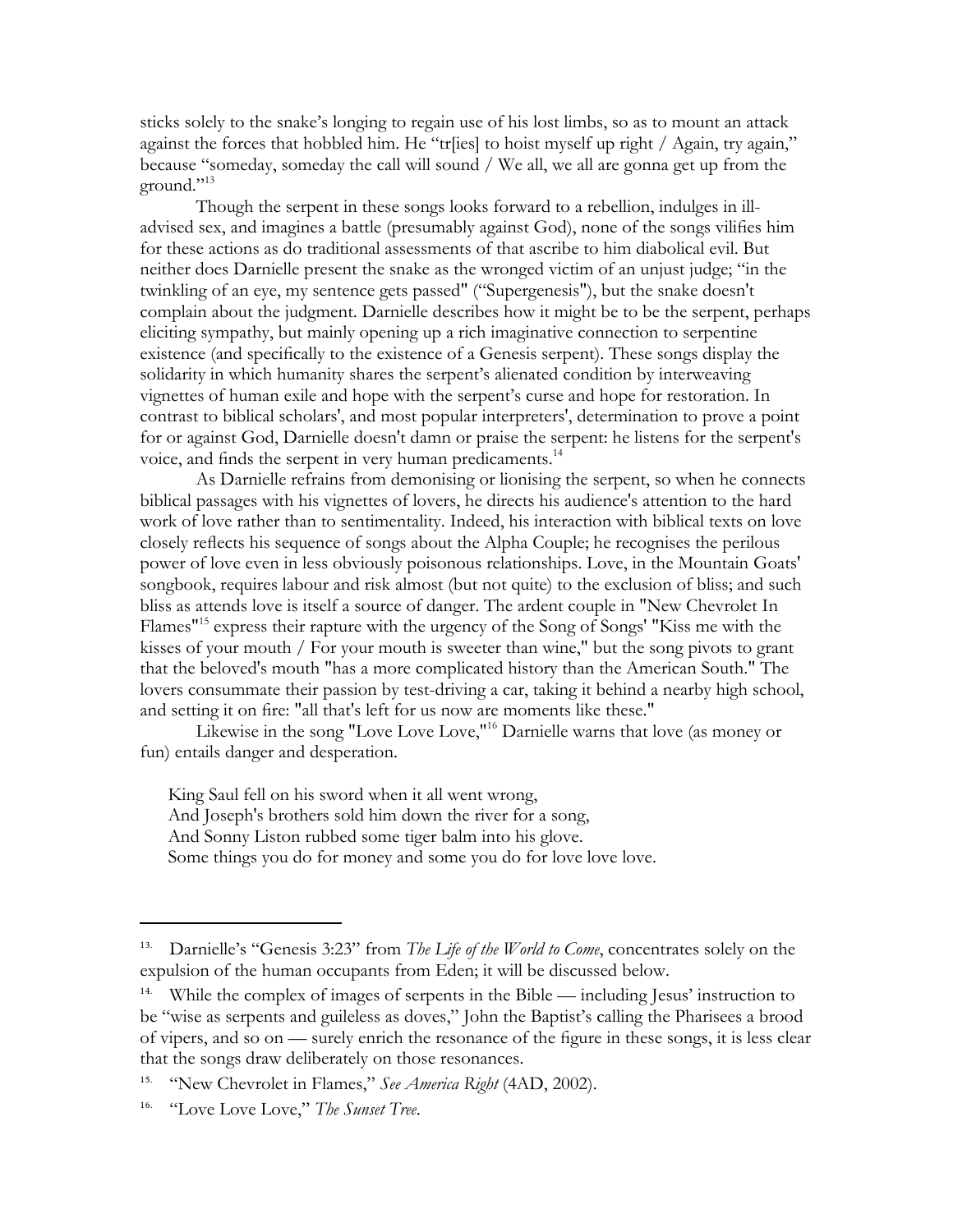sticks solely to the snake's longing to regain use of his lost limbs, so as to mount an attack against the forces that hobbled him. He "tr[ies] to hoist myself up right / Again, try again," because "someday, someday the call will sound / We all, we all are gonna get up from the ground."[13]

Though the serpent in these songs looks forward to a rebellion, indulges in ill-advised sex, and imagines a battle (presumably against God), none of the songs vilifies him for these actions as do traditional assessments of that ascribe to him diabolical evil. But neither does Darnielle present the snake as the wronged victim of an unjust judge; "in the twinkling of an eye, my sentence gets passed" ("Supergenesis"), but the snake doesn't complain about the judgment. Darnielle describes how it might be to be the serpent, perhaps eliciting sympathy, but mainly opening up a rich imaginative connection to serpentine existence (and specifically to the existence of a Genesis serpent). These songs display the solidarity in which humanity shares the serpent's alienated condition by interweaving vignettes of human exile and hope with the serpent's curse and hope for restoration. In contrast to biblical scholars', and most popular interpreters', determination to prove a point for or against God, Darnielle doesn't damn or praise the serpent: he listens for the serpent's voice, and finds the serpent in very human predicaments.[14]

As Darnielle refrains from demonising or lionising the serpent, so when he connects biblical passages with his vignettes of lovers, he directs his audience's attention to the hard work of love rather than to sentimentality. Indeed, his interaction with biblical texts on love closely reflects his sequence of songs about the Alpha Couple; he recognises the perilous power of love even in less obviously poisonous relationships. Love, in the Mountain Goats' songbook, requires labour and risk almost (but not quite) to the exclusion of bliss; and such bliss as attends love is itself a source of danger. The ardent couple in "New Chevrolet In Flames"[15] express their rapture with the urgency of the Song of Songs' "Kiss me with the kisses of your mouth / For your mouth is sweeter than wine," but the song pivots to grant that the beloved's mouth "has a more complicated history than the American South." The lovers consummate their passion by test-driving a car, taking it behind a nearby high school, and setting it on fire: "all that's left for us now are moments like these."

Likewise in the song "Love Love Love,"[16] Darnielle warns that love (as money or fun) entails danger and desperation.

> King Saul fell on his sword when it all went wrong,
> And Joseph's brothers sold him down the river for a song,
> And Sonny Liston rubbed some tiger balm into his glove.
> Some things you do for money and some you do for love love love.

---

13. Darnielle's "Genesis 3:23" from *The Life of the World to Come*, concentrates solely on the expulsion of the human occupants from Eden; it will be discussed below.

14. While the complex of images of serpents in the Bible — including Jesus' instruction to be "wise as serpents and guileless as doves," John the Baptist's calling the Pharisees a brood of vipers, and so on — surely enrich the resonance of the figure in these songs, it is less clear that the songs draw deliberately on those resonances.

15. "New Chevrolet in Flames," *See America Right* (4AD, 2002).

16. "Love Love Love," *The Sunset Tree*.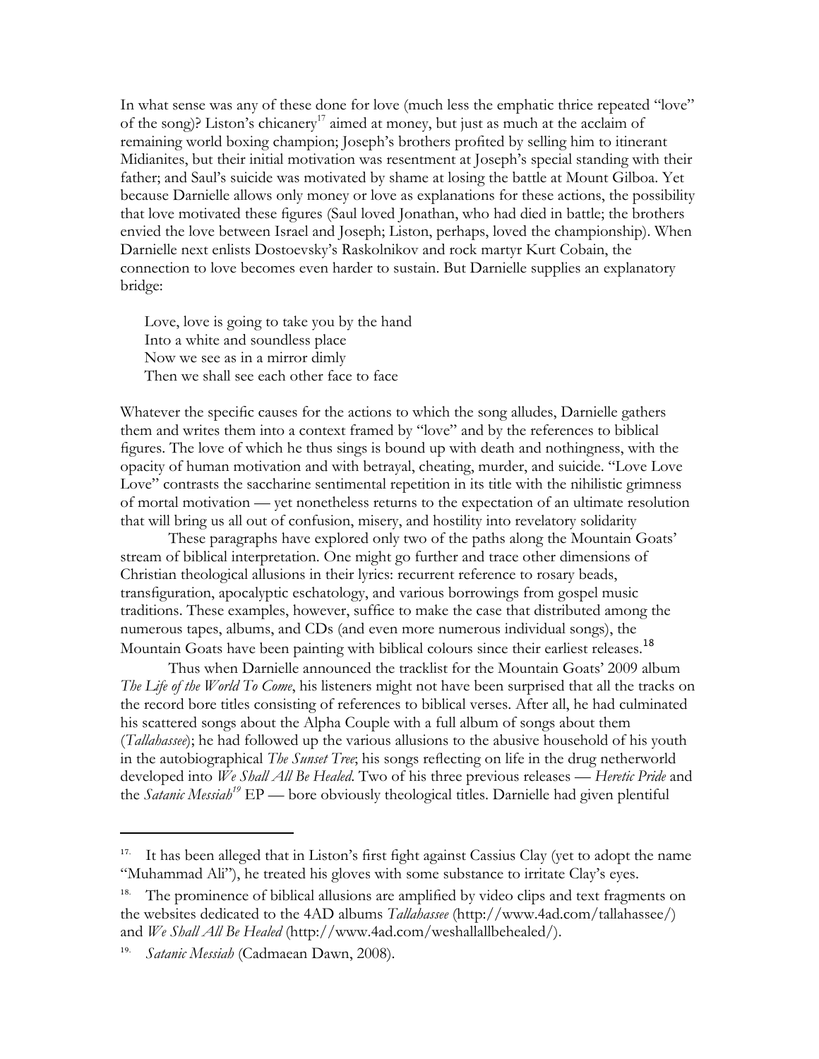In what sense was any of these done for love (much less the emphatic thrice repeated "love" of the song)? Liston's chicanery[17] aimed at money, but just as much at the acclaim of remaining world boxing champion; Joseph's brothers profited by selling him to itinerant Midianites, but their initial motivation was resentment at Joseph's special standing with their father; and Saul's suicide was motivated by shame at losing the battle at Mount Gilboa. Yet because Darnielle allows only money or love as explanations for these actions, the possibility that love motivated these figures (Saul loved Jonathan, who had died in battle; the brothers envied the love between Israel and Joseph; Liston, perhaps, loved the championship). When Darnielle next enlists Dostoevsky's Raskolnikov and rock martyr Kurt Cobain, the connection to love becomes even harder to sustain. But Darnielle supplies an explanatory bridge:

> Love, love is going to take you by the hand
> Into a white and soundless place
> Now we see as in a mirror dimly
> Then we shall see each other face to face

Whatever the specific causes for the actions to which the song alludes, Darnielle gathers them and writes them into a context framed by "love" and by the references to biblical figures. The love of which he thus sings is bound up with death and nothingness, with the opacity of human motivation and with betrayal, cheating, murder, and suicide. "Love Love Love" contrasts the saccharine sentimental repetition in its title with the nihilistic grimness of mortal motivation — yet nonetheless returns to the expectation of an ultimate resolution that will bring us all out of confusion, misery, and hostility into revelatory solidarity

These paragraphs have explored only two of the paths along the Mountain Goats' stream of biblical interpretation. One might go further and trace other dimensions of Christian theological allusions in their lyrics: recurrent reference to rosary beads, transfiguration, apocalyptic eschatology, and various borrowings from gospel music traditions. These examples, however, suffice to make the case that distributed among the numerous tapes, albums, and CDs (and even more numerous individual songs), the Mountain Goats have been painting with biblical colours since their earliest releases.[18]

Thus when Darnielle announced the tracklist for the Mountain Goats' 2009 album *The Life of the World To Come*, his listeners might not have been surprised that all the tracks on the record bore titles consisting of references to biblical verses. After all, he had culminated his scattered songs about the Alpha Couple with a full album of songs about them (*Tallahassee*); he had followed up the various allusions to the abusive household of his youth in the autobiographical *The Sunset Tree*; his songs reflecting on life in the drug netherworld developed into *We Shall All Be Healed*. Two of his three previous releases — *Heretic Pride* and the *Satanic Messiah*[19] EP — bore obviously theological titles. Darnielle had given plentiful

---

17. It has been alleged that in Liston's first fight against Cassius Clay (yet to adopt the name "Muhammad Ali"), he treated his gloves with some substance to irritate Clay's eyes.

18. The prominence of biblical allusions are amplified by video clips and text fragments on the websites dedicated to the 4AD albums *Tallahassee* (http://www.4ad.com/tallahassee/) and *We Shall All Be Healed* (http://www.4ad.com/weshallallbehealed/).

19. *Satanic Messiah* (Cadmaean Dawn, 2008).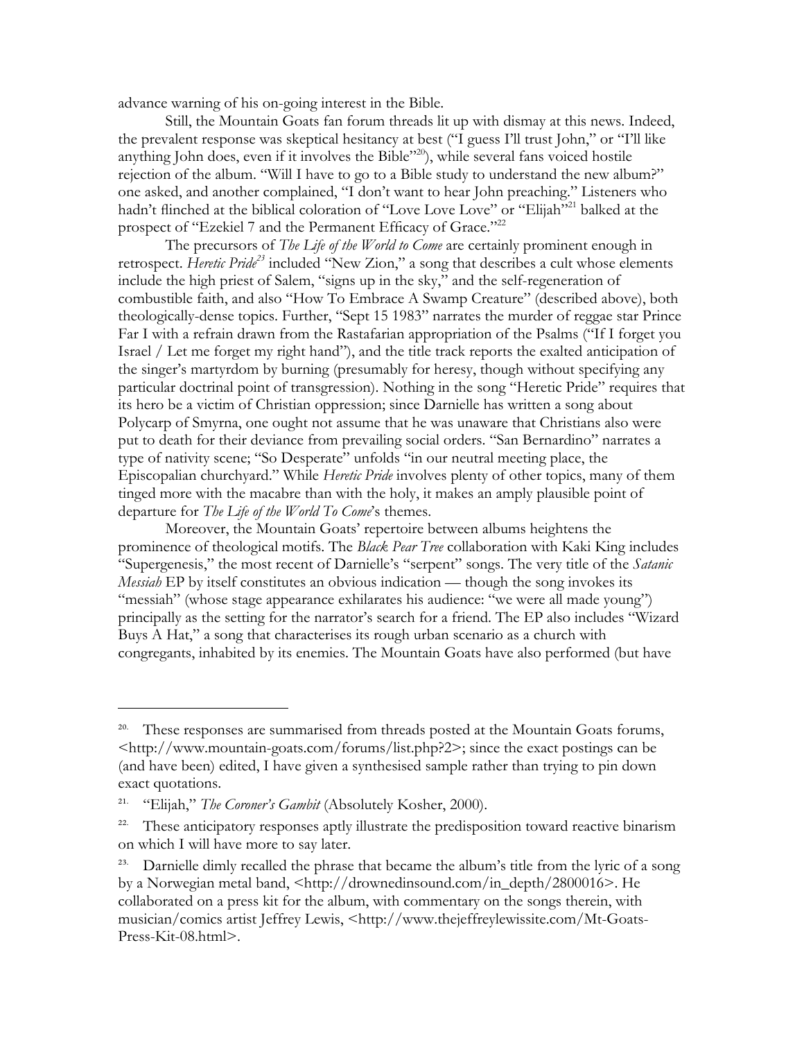advance warning of his on-going interest in the Bible.

Still, the Mountain Goats fan forum threads lit up with dismay at this news. Indeed, the prevalent response was skeptical hesitancy at best ("I guess I'll trust John," or "I'll like anything John does, even if it involves the Bible"[20]), while several fans voiced hostile rejection of the album. "Will I have to go to a Bible study to understand the new album?" one asked, and another complained, "I don't want to hear John preaching." Listeners who hadn't flinched at the biblical coloration of "Love Love Love" or "Elijah"[21] balked at the prospect of "Ezekiel 7 and the Permanent Efficacy of Grace."[22]

The precursors of *The Life of the World to Come* are certainly prominent enough in retrospect. *Heretic Pride*[23] included "New Zion," a song that describes a cult whose elements include the high priest of Salem, "signs up in the sky," and the self-regeneration of combustible faith, and also "How To Embrace A Swamp Creature" (described above), both theologically-dense topics. Further, "Sept 15 1983" narrates the murder of reggae star Prince Far I with a refrain drawn from the Rastafarian appropriation of the Psalms ("If I forget you Israel / Let me forget my right hand"), and the title track reports the exalted anticipation of the singer's martyrdom by burning (presumably for heresy, though without specifying any particular doctrinal point of transgression). Nothing in the song "Heretic Pride" requires that its hero be a victim of Christian oppression; since Darnielle has written a song about Polycarp of Smyrna, one ought not assume that he was unaware that Christians also were put to death for their deviance from prevailing social orders. "San Bernardino" narrates a type of nativity scene; "So Desperate" unfolds "in our neutral meeting place, the Episcopalian churchyard." While *Heretic Pride* involves plenty of other topics, many of them tinged more with the macabre than with the holy, it makes an amply plausible point of departure for *The Life of the World To Come*'s themes.

Moreover, the Mountain Goats' repertoire between albums heightens the prominence of theological motifs. The *Black Pear Tree* collaboration with Kaki King includes "Supergenesis," the most recent of Darnielle's "serpent" songs. The very title of the *Satanic Messiah* EP by itself constitutes an obvious indication — though the song invokes its "messiah" (whose stage appearance exhilarates his audience: "we were all made young") principally as the setting for the narrator's search for a friend. The EP also includes "Wizard Buys A Hat," a song that characterises its rough urban scenario as a church with congregants, inhabited by its enemies. The Mountain Goats have also performed (but have

---

20. These responses are summarised from threads posted at the Mountain Goats forums, <http://www.mountain-goats.com/forums/list.php?2>; since the exact postings can be (and have been) edited, I have given a synthesised sample rather than trying to pin down exact quotations.

21. "Elijah," *The Coroner's Gambit* (Absolutely Kosher, 2000).

22. These anticipatory responses aptly illustrate the predisposition toward reactive binarism on which I will have more to say later.

23. Darnielle dimly recalled the phrase that became the album's title from the lyric of a song by a Norwegian metal band, <http://drownedinsound.com/in_depth/2800016>. He collaborated on a press kit for the album, with commentary on the songs therein, with musician/comics artist Jeffrey Lewis, <http://www.thejeffreylewissite.com/Mt-Goats-Press-Kit-08.html>.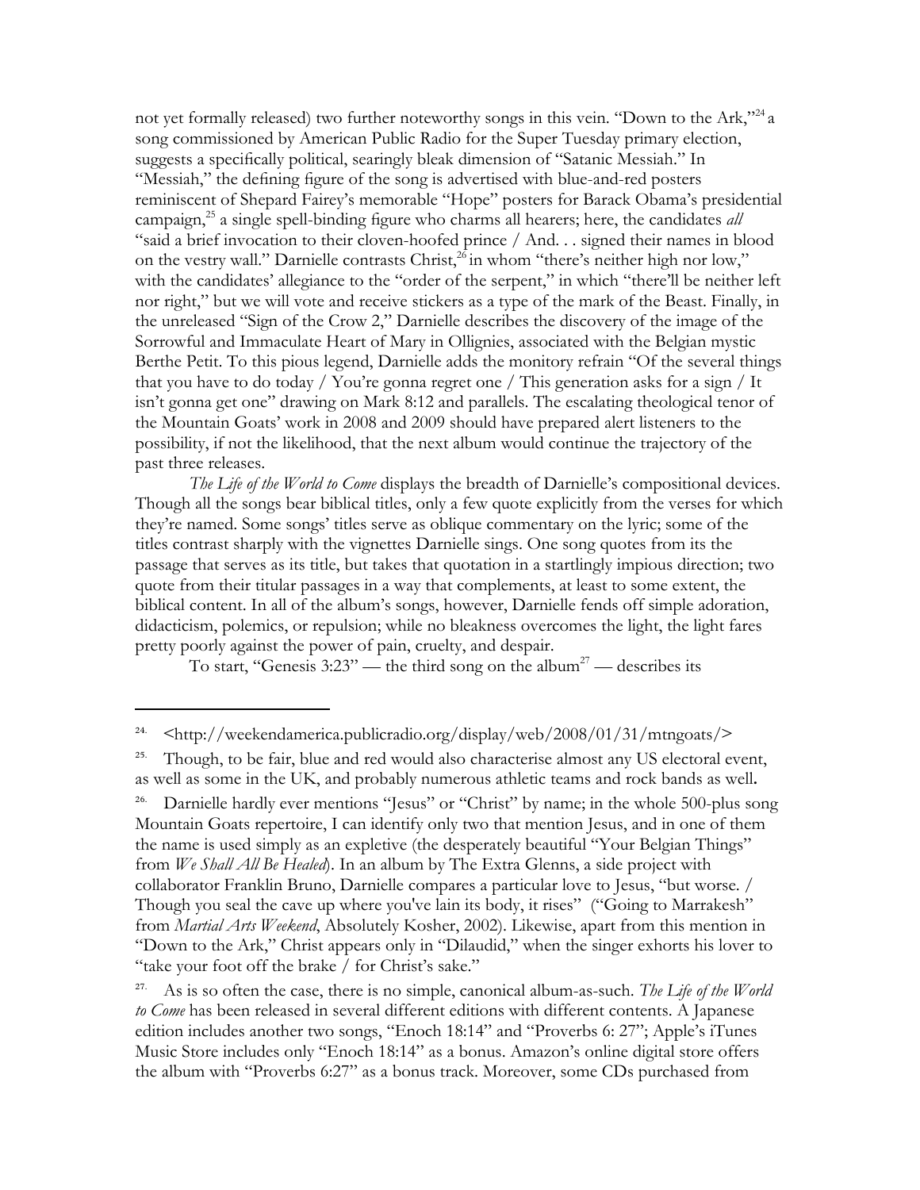not yet formally released) two further noteworthy songs in this vein. "Down to the Ark,"[24] a song commissioned by American Public Radio for the Super Tuesday primary election, suggests a specifically political, searingly bleak dimension of "Satanic Messiah." In "Messiah," the defining figure of the song is advertised with blue-and-red posters reminiscent of Shepard Fairey's memorable "Hope" posters for Barack Obama's presidential campaign,[25] a single spell-binding figure who charms all hearers; here, the candidates *all* "said a brief invocation to their cloven-hoofed prince / And. . . signed their names in blood on the vestry wall." Darnielle contrasts Christ,[26] in whom "there's neither high nor low," with the candidates' allegiance to the "order of the serpent," in which "there'll be neither left nor right," but we will vote and receive stickers as a type of the mark of the Beast. Finally, in the unreleased "Sign of the Crow 2," Darnielle describes the discovery of the image of the Sorrowful and Immaculate Heart of Mary in Ollignies, associated with the Belgian mystic Berthe Petit. To this pious legend, Darnielle adds the monitory refrain "Of the several things that you have to do today / You're gonna regret one / This generation asks for a sign / It isn't gonna get one" drawing on Mark 8:12 and parallels. The escalating theological tenor of the Mountain Goats' work in 2008 and 2009 should have prepared alert listeners to the possibility, if not the likelihood, that the next album would continue the trajectory of the past three releases.

*The Life of the World to Come* displays the breadth of Darnielle's compositional devices. Though all the songs bear biblical titles, only a few quote explicitly from the verses for which they're named. Some songs' titles serve as oblique commentary on the lyric; some of the titles contrast sharply with the vignettes Darnielle sings. One song quotes from its the passage that serves as its title, but takes that quotation in a startlingly impious direction; two quote from their titular passages in a way that complements, at least to some extent, the biblical content. In all of the album's songs, however, Darnielle fends off simple adoration, didacticism, polemics, or repulsion; while no bleakness overcomes the light, the light fares pretty poorly against the power of pain, cruelty, and despair.

To start, "Genesis 3:23" — the third song on the album[27] — describes its

---

24. <http://weekendamerica.publicradio.org/display/web/2008/01/31/mtngoats/>

25. Though, to be fair, blue and red would also characterise almost any US electoral event, as well as some in the UK, and probably numerous athletic teams and rock bands as well**.**

26. Darnielle hardly ever mentions "Jesus" or "Christ" by name; in the whole 500-plus song Mountain Goats repertoire, I can identify only two that mention Jesus, and in one of them the name is used simply as an expletive (the desperately beautiful "Your Belgian Things" from *We Shall All Be Healed*). In an album by The Extra Glenns, a side project with collaborator Franklin Bruno, Darnielle compares a particular love to Jesus, "but worse. / Though you seal the cave up where you've lain its body, it rises" ("Going to Marrakesh" from *Martial Arts Weekend*, Absolutely Kosher, 2002). Likewise, apart from this mention in "Down to the Ark," Christ appears only in "Dilaudid," when the singer exhorts his lover to "take your foot off the brake / for Christ's sake."

27. As is so often the case, there is no simple, canonical album-as-such. *The Life of the World to Come* has been released in several different editions with different contents. A Japanese edition includes another two songs, "Enoch 18:14" and "Proverbs 6: 27"; Apple's iTunes Music Store includes only "Enoch 18:14" as a bonus. Amazon's online digital store offers the album with "Proverbs 6:27" as a bonus track. Moreover, some CDs purchased from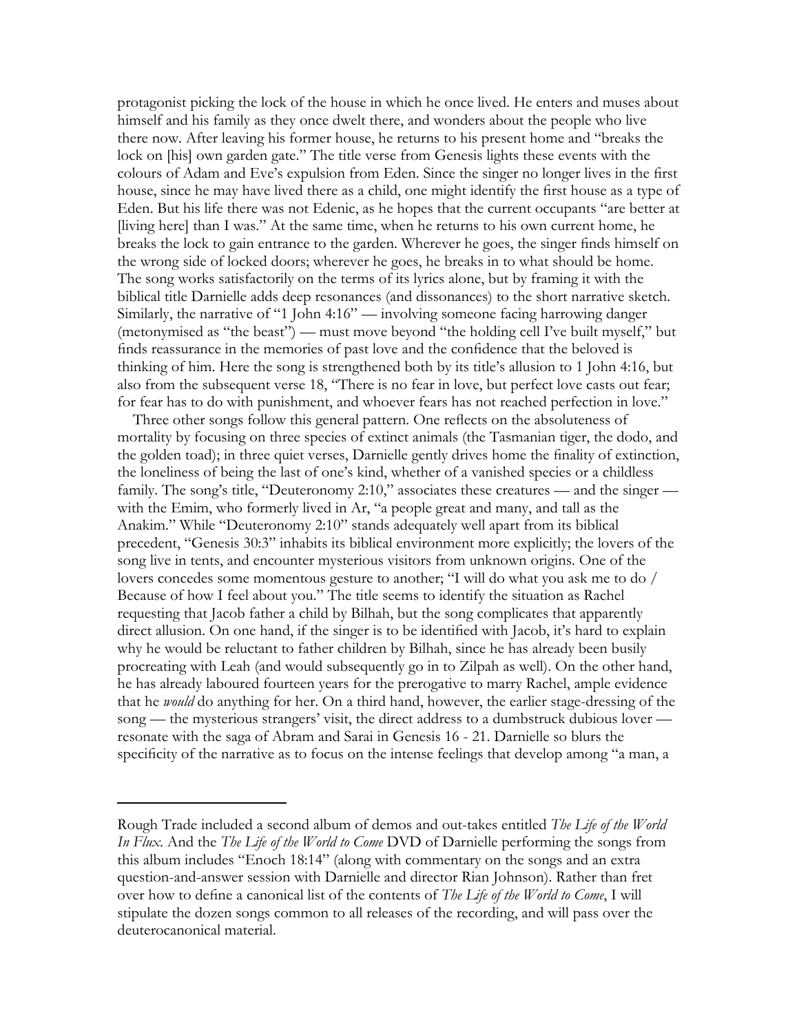protagonist picking the lock of the house in which he once lived. He enters and muses about himself and his family as they once dwelt there, and wonders about the people who live there now. After leaving his former house, he returns to his present home and "breaks the lock on [his] own garden gate." The title verse from Genesis lights these events with the colours of Adam and Eve's expulsion from Eden. Since the singer no longer lives in the first house, since he may have lived there as a child, one might identify the first house as a type of Eden. But his life there was not Edenic, as he hopes that the current occupants "are better at [living here] than I was." At the same time, when he returns to his own current home, he breaks the lock to gain entrance to the garden. Wherever he goes, the singer finds himself on the wrong side of locked doors; wherever he goes, he breaks in to what should be home. The song works satisfactorily on the terms of its lyrics alone, but by framing it with the biblical title Darnielle adds deep resonances (and dissonances) to the short narrative sketch. Similarly, the narrative of "1 John 4:16" — involving someone facing harrowing danger (metonymised as "the beast") — must move beyond "the holding cell I've built myself," but finds reassurance in the memories of past love and the confidence that the beloved is thinking of him. Here the song is strengthened both by its title's allusion to 1 John 4:16, but also from the subsequent verse 18, "There is no fear in love, but perfect love casts out fear; for fear has to do with punishment, and whoever fears has not reached perfection in love."

Three other songs follow this general pattern. One reflects on the absoluteness of mortality by focusing on three species of extinct animals (the Tasmanian tiger, the dodo, and the golden toad); in three quiet verses, Darnielle gently drives home the finality of extinction, the loneliness of being the last of one's kind, whether of a vanished species or a childless family. The song's title, "Deuteronomy 2:10," associates these creatures — and the singer — with the Emim, who formerly lived in Ar, "a people great and many, and tall as the Anakim." While "Deuteronomy 2:10" stands adequately well apart from its biblical precedent, "Genesis 30:3" inhabits its biblical environment more explicitly; the lovers of the song live in tents, and encounter mysterious visitors from unknown origins. One of the lovers concedes some momentous gesture to another; "I will do what you ask me to do / Because of how I feel about you." The title seems to identify the situation as Rachel requesting that Jacob father a child by Bilhah, but the song complicates that apparently direct allusion. On one hand, if the singer is to be identified with Jacob, it's hard to explain why he would be reluctant to father children by Bilhah, since he has already been busily procreating with Leah (and would subsequently go in to Zilpah as well). On the other hand, he has already laboured fourteen years for the prerogative to marry Rachel, ample evidence that he *would* do anything for her. On a third hand, however, the earlier stage-dressing of the song — the mysterious strangers' visit, the direct address to a dumbstruck dubious lover — resonate with the saga of Abram and Sarai in Genesis 16 - 21. Darnielle so blurs the specificity of the narrative as to focus on the intense feelings that develop among "a man, a

---

Rough Trade included a second album of demos and out-takes entitled *The Life of the World In Flux*. And the *The Life of the World to Come* DVD of Darnielle performing the songs from this album includes "Enoch 18:14" (along with commentary on the songs and an extra question-and-answer session with Darnielle and director Rian Johnson). Rather than fret over how to define a canonical list of the contents of *The Life of the World to Come*, I will stipulate the dozen songs common to all releases of the recording, and will pass over the deuterocanonical material.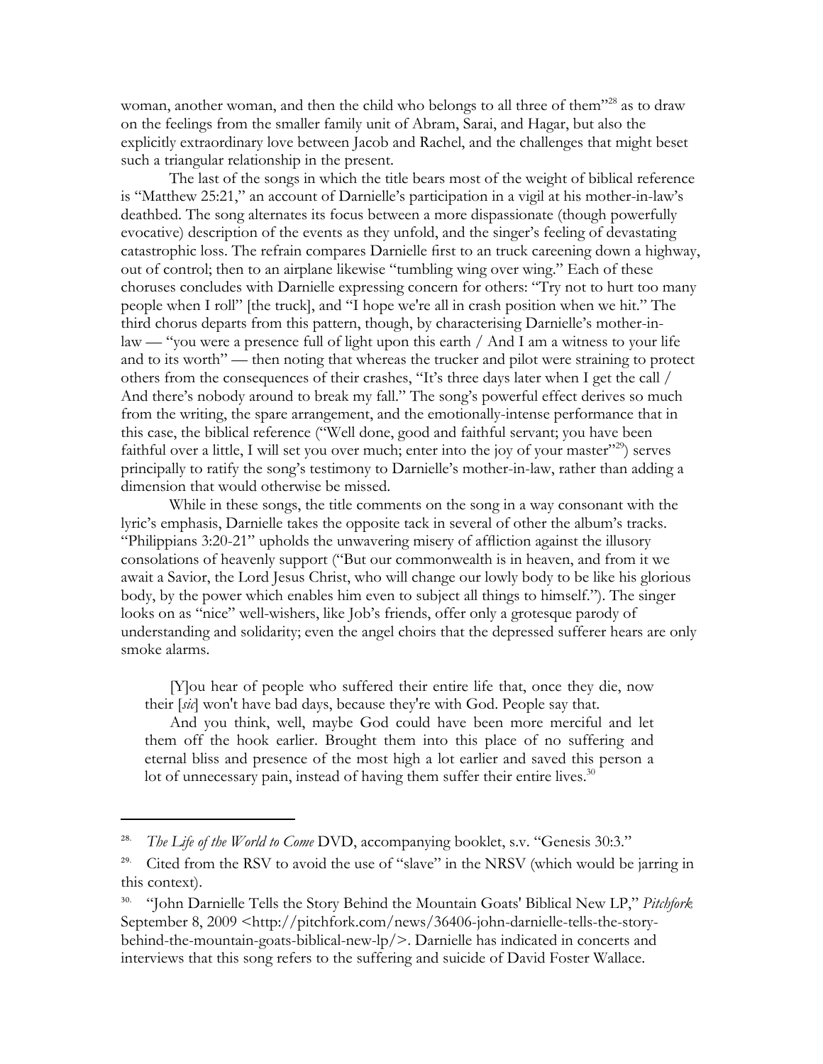woman, another woman, and then the child who belongs to all three of them"[28] as to draw on the feelings from the smaller family unit of Abram, Sarai, and Hagar, but also the explicitly extraordinary love between Jacob and Rachel, and the challenges that might beset such a triangular relationship in the present.

The last of the songs in which the title bears most of the weight of biblical reference is "Matthew 25:21," an account of Darnielle's participation in a vigil at his mother-in-law's deathbed. The song alternates its focus between a more dispassionate (though powerfully evocative) description of the events as they unfold, and the singer's feeling of devastating catastrophic loss. The refrain compares Darnielle first to an truck careening down a highway, out of control; then to an airplane likewise "tumbling wing over wing." Each of these choruses concludes with Darnielle expressing concern for others: "Try not to hurt too many people when I roll" [the truck], and "I hope we're all in crash position when we hit." The third chorus departs from this pattern, though, by characterising Darnielle's mother-in-law — "you were a presence full of light upon this earth / And I am a witness to your life and to its worth" — then noting that whereas the trucker and pilot were straining to protect others from the consequences of their crashes, "It's three days later when I get the call / And there's nobody around to break my fall." The song's powerful effect derives so much from the writing, the spare arrangement, and the emotionally-intense performance that in this case, the biblical reference ("Well done, good and faithful servant; you have been faithful over a little, I will set you over much; enter into the joy of your master"[29]) serves principally to ratify the song's testimony to Darnielle's mother-in-law, rather than adding a dimension that would otherwise be missed.

While in these songs, the title comments on the song in a way consonant with the lyric's emphasis, Darnielle takes the opposite tack in several of other the album's tracks. "Philippians 3:20-21" upholds the unwavering misery of affliction against the illusory consolations of heavenly support ("But our commonwealth is in heaven, and from it we await a Savior, the Lord Jesus Christ, who will change our lowly body to be like his glorious body, by the power which enables him even to subject all things to himself."). The singer looks on as "nice" well-wishers, like Job's friends, offer only a grotesque parody of understanding and solidarity; even the angel choirs that the depressed sufferer hears are only smoke alarms.

> [Y]ou hear of people who suffered their entire life that, once they die, now their [*sic*] won't have bad days, because they're with God. People say that.
>
> And you think, well, maybe God could have been more merciful and let them off the hook earlier. Brought them into this place of no suffering and eternal bliss and presence of the most high a lot earlier and saved this person a lot of unnecessary pain, instead of having them suffer their entire lives.[30]

---

28. *The Life of the World to Come* DVD, accompanying booklet, s.v. "Genesis 30:3."

29. Cited from the RSV to avoid the use of "slave" in the NRSV (which would be jarring in this context).

30. "John Darnielle Tells the Story Behind the Mountain Goats' Biblical New LP," *Pitchfork* September 8, 2009 <http://pitchfork.com/news/36406-john-darnielle-tells-the-story-behind-the-mountain-goats-biblical-new-lp/>. Darnielle has indicated in concerts and interviews that this song refers to the suffering and suicide of David Foster Wallace.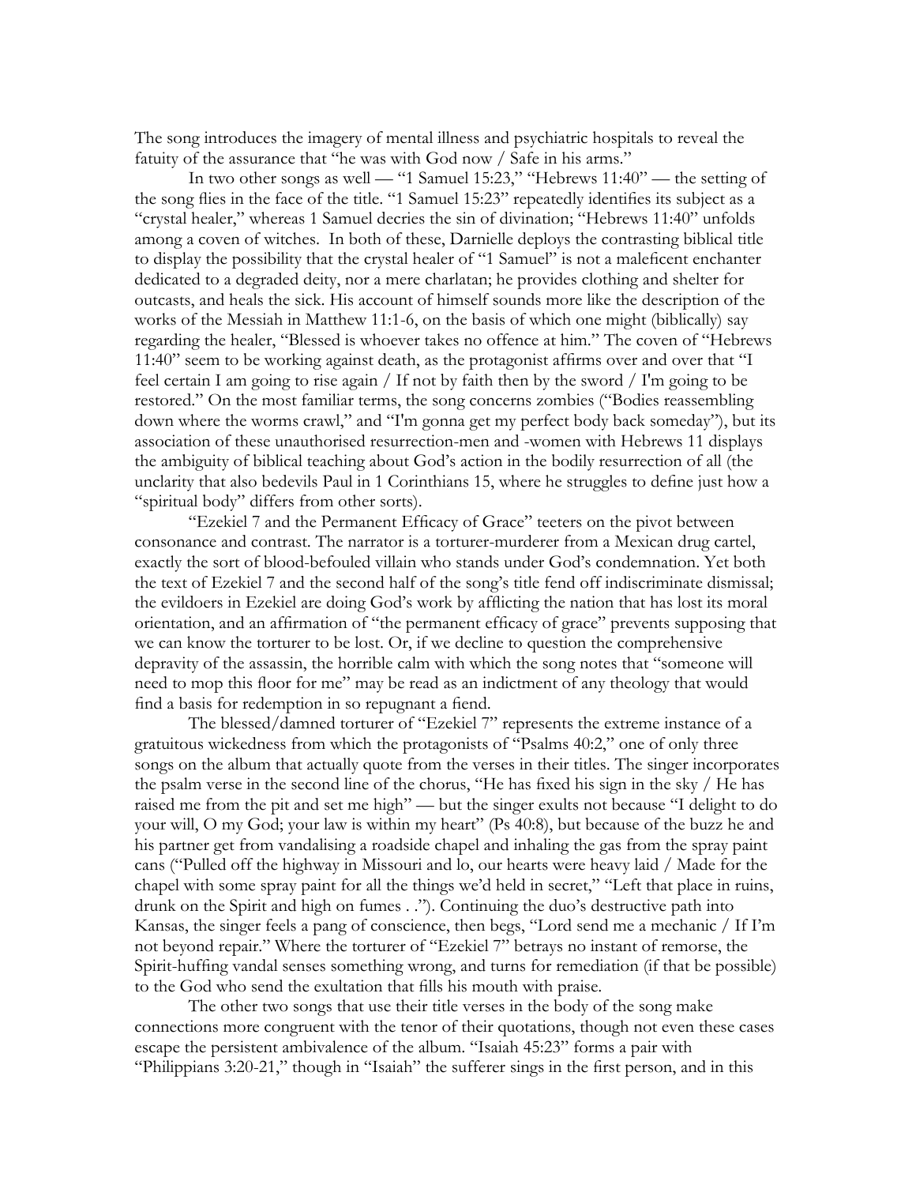The song introduces the imagery of mental illness and psychiatric hospitals to reveal the fatuity of the assurance that "he was with God now / Safe in his arms."

In two other songs as well — "1 Samuel 15:23," "Hebrews 11:40" — the setting of the song flies in the face of the title. "1 Samuel 15:23" repeatedly identifies its subject as a "crystal healer," whereas 1 Samuel decries the sin of divination; "Hebrews 11:40" unfolds among a coven of witches. In both of these, Darnielle deploys the contrasting biblical title to display the possibility that the crystal healer of "1 Samuel" is not a maleficent enchanter dedicated to a degraded deity, nor a mere charlatan; he provides clothing and shelter for outcasts, and heals the sick. His account of himself sounds more like the description of the works of the Messiah in Matthew 11:1-6, on the basis of which one might (biblically) say regarding the healer, "Blessed is whoever takes no offence at him." The coven of "Hebrews 11:40" seem to be working against death, as the protagonist affirms over and over that "I feel certain I am going to rise again / If not by faith then by the sword / I'm going to be restored." On the most familiar terms, the song concerns zombies ("Bodies reassembling down where the worms crawl," and "I'm gonna get my perfect body back someday"), but its association of these unauthorised resurrection-men and -women with Hebrews 11 displays the ambiguity of biblical teaching about God's action in the bodily resurrection of all (the unclarity that also bedevils Paul in 1 Corinthians 15, where he struggles to define just how a "spiritual body" differs from other sorts).

"Ezekiel 7 and the Permanent Efficacy of Grace" teeters on the pivot between consonance and contrast. The narrator is a torturer-murderer from a Mexican drug cartel, exactly the sort of blood-befouled villain who stands under God's condemnation. Yet both the text of Ezekiel 7 and the second half of the song's title fend off indiscriminate dismissal; the evildoers in Ezekiel are doing God's work by afflicting the nation that has lost its moral orientation, and an affirmation of "the permanent efficacy of grace" prevents supposing that we can know the torturer to be lost. Or, if we decline to question the comprehensive depravity of the assassin, the horrible calm with which the song notes that "someone will need to mop this floor for me" may be read as an indictment of any theology that would find a basis for redemption in so repugnant a fiend.

The blessed/damned torturer of "Ezekiel 7" represents the extreme instance of a gratuitous wickedness from which the protagonists of "Psalms 40:2," one of only three songs on the album that actually quote from the verses in their titles. The singer incorporates the psalm verse in the second line of the chorus, "He has fixed his sign in the sky / He has raised me from the pit and set me high" — but the singer exults not because "I delight to do your will, O my God; your law is within my heart" (Ps 40:8), but because of the buzz he and his partner get from vandalising a roadside chapel and inhaling the gas from the spray paint cans ("Pulled off the highway in Missouri and lo, our hearts were heavy laid / Made for the chapel with some spray paint for all the things we'd held in secret," "Left that place in ruins, drunk on the Spirit and high on fumes . ."). Continuing the duo's destructive path into Kansas, the singer feels a pang of conscience, then begs, "Lord send me a mechanic / If I'm not beyond repair." Where the torturer of "Ezekiel 7" betrays no instant of remorse, the Spirit-huffing vandal senses something wrong, and turns for remediation (if that be possible) to the God who send the exultation that fills his mouth with praise.

The other two songs that use their title verses in the body of the song make connections more congruent with the tenor of their quotations, though not even these cases escape the persistent ambivalence of the album. "Isaiah 45:23" forms a pair with "Philippians 3:20-21," though in "Isaiah" the sufferer sings in the first person, and in this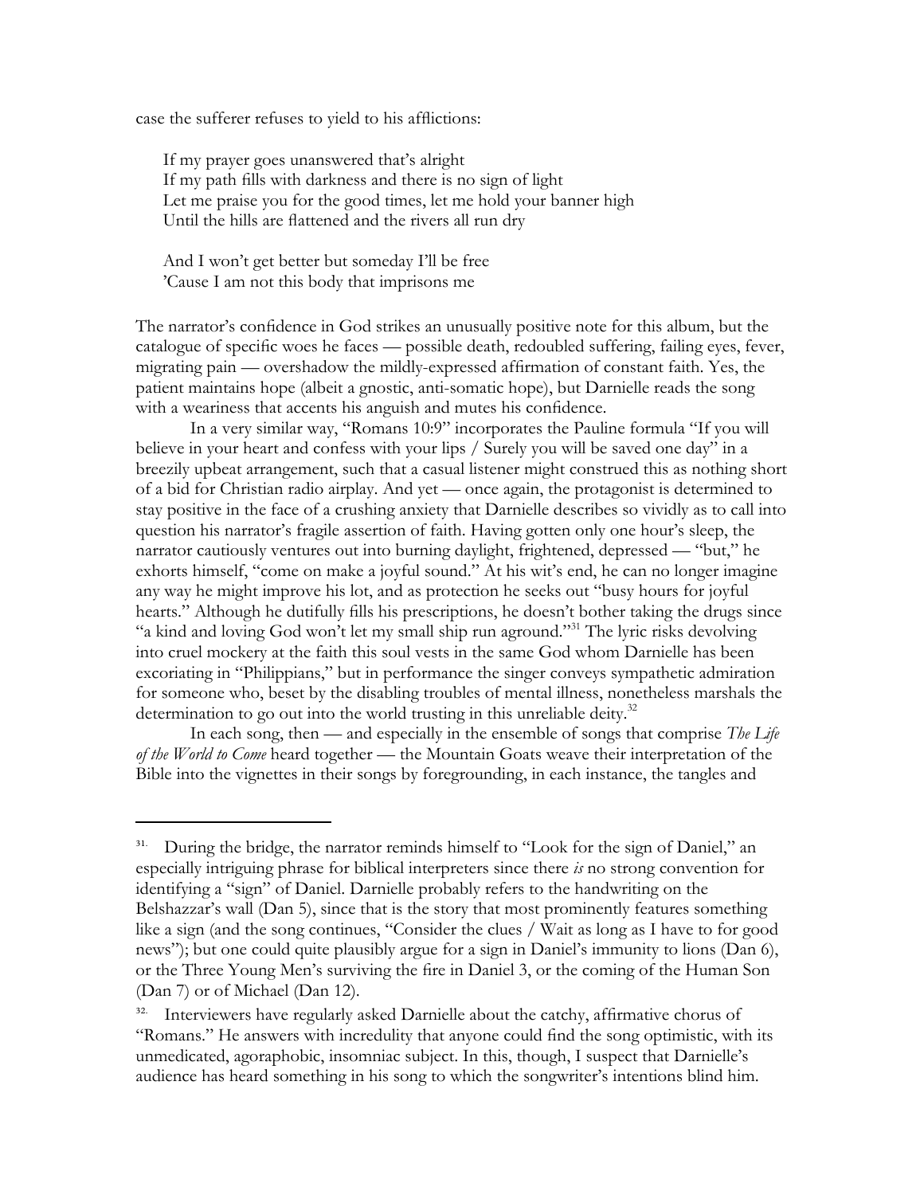case the sufferer refuses to yield to his afflictions:

> If my prayer goes unanswered that's alright
> If my path fills with darkness and there is no sign of light
> Let me praise you for the good times, let me hold your banner high
> Until the hills are flattened and the rivers all run dry
>
> And I won't get better but someday I'll be free
> 'Cause I am not this body that imprisons me

The narrator's confidence in God strikes an unusually positive note for this album, but the catalogue of specific woes he faces — possible death, redoubled suffering, failing eyes, fever, migrating pain — overshadow the mildly-expressed affirmation of constant faith. Yes, the patient maintains hope (albeit a gnostic, anti-somatic hope), but Darnielle reads the song with a weariness that accents his anguish and mutes his confidence.

In a very similar way, "Romans 10:9" incorporates the Pauline formula "If you will believe in your heart and confess with your lips / Surely you will be saved one day" in a breezily upbeat arrangement, such that a casual listener might construed this as nothing short of a bid for Christian radio airplay. And yet — once again, the protagonist is determined to stay positive in the face of a crushing anxiety that Darnielle describes so vividly as to call into question his narrator's fragile assertion of faith. Having gotten only one hour's sleep, the narrator cautiously ventures out into burning daylight, frightened, depressed — "but," he exhorts himself, "come on make a joyful sound." At his wit's end, he can no longer imagine any way he might improve his lot, and as protection he seeks out "busy hours for joyful hearts." Although he dutifully fills his prescriptions, he doesn't bother taking the drugs since "a kind and loving God won't let my small ship run aground."[31] The lyric risks devolving into cruel mockery at the faith this soul vests in the same God whom Darnielle has been excoriating in "Philippians," but in performance the singer conveys sympathetic admiration for someone who, beset by the disabling troubles of mental illness, nonetheless marshals the determination to go out into the world trusting in this unreliable deity.[32]

In each song, then — and especially in the ensemble of songs that comprise *The Life of the World to Come* heard together — the Mountain Goats weave their interpretation of the Bible into the vignettes in their songs by foregrounding, in each instance, the tangles and

---

[31] During the bridge, the narrator reminds himself to "Look for the sign of Daniel," an especially intriguing phrase for biblical interpreters since there *is* no strong convention for identifying a "sign" of Daniel. Darnielle probably refers to the handwriting on the Belshazzar's wall (Dan 5), since that is the story that most prominently features something like a sign (and the song continues, "Consider the clues / Wait as long as I have to for good news"); but one could quite plausibly argue for a sign in Daniel's immunity to lions (Dan 6), or the Three Young Men's surviving the fire in Daniel 3, or the coming of the Human Son (Dan 7) or of Michael (Dan 12).

[32] Interviewers have regularly asked Darnielle about the catchy, affirmative chorus of "Romans." He answers with incredulity that anyone could find the song optimistic, with its unmedicated, agoraphobic, insomniac subject. In this, though, I suspect that Darnielle's audience has heard something in his song to which the songwriter's intentions blind him.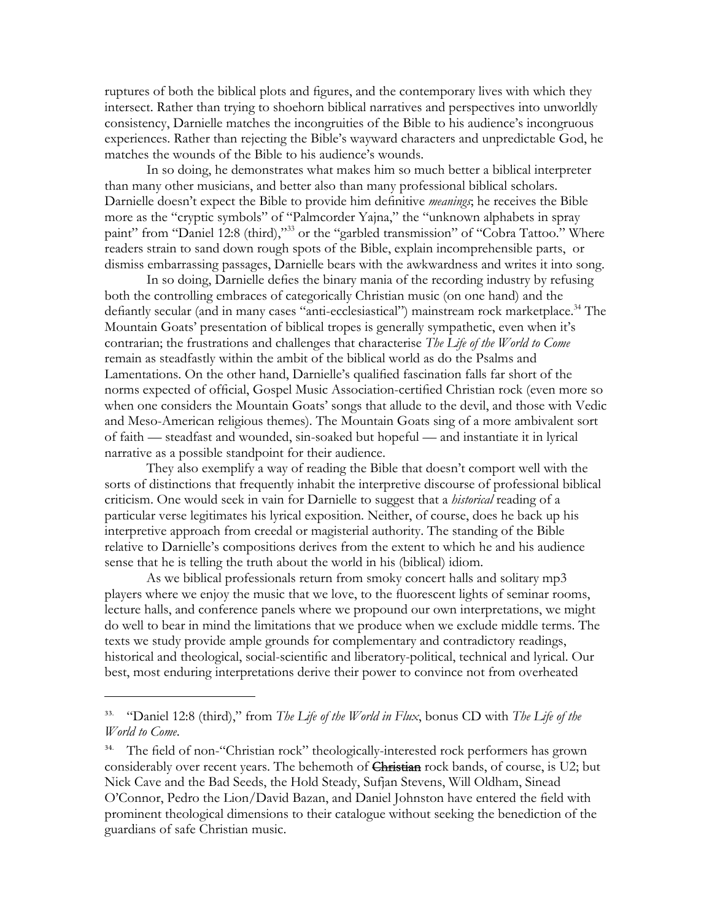ruptures of both the biblical plots and figures, and the contemporary lives with which they intersect. Rather than trying to shoehorn biblical narratives and perspectives into unworldly consistency, Darnielle matches the incongruities of the Bible to his audience's incongruous experiences. Rather than rejecting the Bible's wayward characters and unpredictable God, he matches the wounds of the Bible to his audience's wounds.

In so doing, he demonstrates what makes him so much better a biblical interpreter than many other musicians, and better also than many professional biblical scholars. Darnielle doesn't expect the Bible to provide him definitive *meanings*; he receives the Bible more as the "cryptic symbols" of "Palmcorder Yajna," the "unknown alphabets in spray paint" from "Daniel 12:8 (third),"[33] or the "garbled transmission" of "Cobra Tattoo." Where readers strain to sand down rough spots of the Bible, explain incomprehensible parts, or dismiss embarrassing passages, Darnielle bears with the awkwardness and writes it into song.

In so doing, Darnielle defies the binary mania of the recording industry by refusing both the controlling embraces of categorically Christian music (on one hand) and the defiantly secular (and in many cases "anti-ecclesiastical") mainstream rock marketplace.[34] The Mountain Goats' presentation of biblical tropes is generally sympathetic, even when it's contrarian; the frustrations and challenges that characterise *The Life of the World to Come* remain as steadfastly within the ambit of the biblical world as do the Psalms and Lamentations. On the other hand, Darnielle's qualified fascination falls far short of the norms expected of official, Gospel Music Association-certified Christian rock (even more so when one considers the Mountain Goats' songs that allude to the devil, and those with Vedic and Meso-American religious themes). The Mountain Goats sing of a more ambivalent sort of faith — steadfast and wounded, sin-soaked but hopeful — and instantiate it in lyrical narrative as a possible standpoint for their audience.

They also exemplify a way of reading the Bible that doesn't comport well with the sorts of distinctions that frequently inhabit the interpretive discourse of professional biblical criticism. One would seek in vain for Darnielle to suggest that a *historical* reading of a particular verse legitimates his lyrical exposition. Neither, of course, does he back up his interpretive approach from creedal or magisterial authority. The standing of the Bible relative to Darnielle's compositions derives from the extent to which he and his audience sense that he is telling the truth about the world in his (biblical) idiom.

As we biblical professionals return from smoky concert halls and solitary mp3 players where we enjoy the music that we love, to the fluorescent lights of seminar rooms, lecture halls, and conference panels where we propound our own interpretations, we might do well to bear in mind the limitations that we produce when we exclude middle terms. The texts we study provide ample grounds for complementary and contradictory readings, historical and theological, social-scientific and liberatory-political, technical and lyrical. Our best, most enduring interpretations derive their power to convince not from overheated

---

33. "Daniel 12:8 (third)," from *The Life of the World in Flux*, bonus CD with *The Life of the World to Come*.

34. The field of non-"Christian rock" theologically-interested rock performers has grown considerably over recent years. The behemoth of ~~Christian~~ rock bands, of course, is U2; but Nick Cave and the Bad Seeds, the Hold Steady, Sufjan Stevens, Will Oldham, Sinead O'Connor, Pedro the Lion/David Bazan, and Daniel Johnston have entered the field with prominent theological dimensions to their catalogue without seeking the benediction of the guardians of safe Christian music.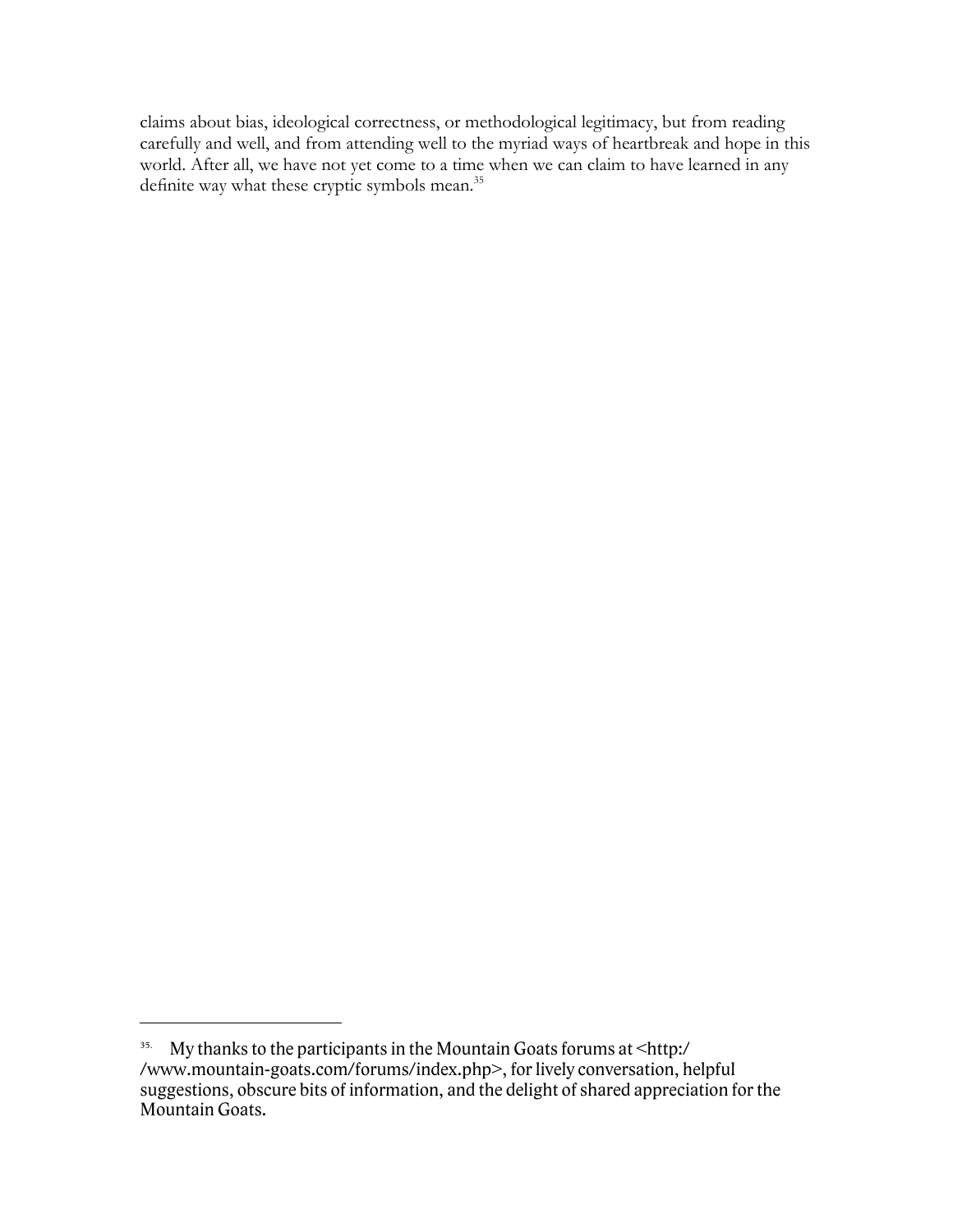claims about bias, ideological correctness, or methodological legitimacy, but from reading carefully and well, and from attending well to the myriad ways of heartbreak and hope in this world. After all, we have not yet come to a time when we can claim to have learned in any definite way what these cryptic symbols mean.[35]

---

[35] My thanks to the participants in the Mountain Goats forums at <http://www.mountain-goats.com/forums/index.php>, for lively conversation, helpful suggestions, obscure bits of information, and the delight of shared appreciation for the Mountain Goats.